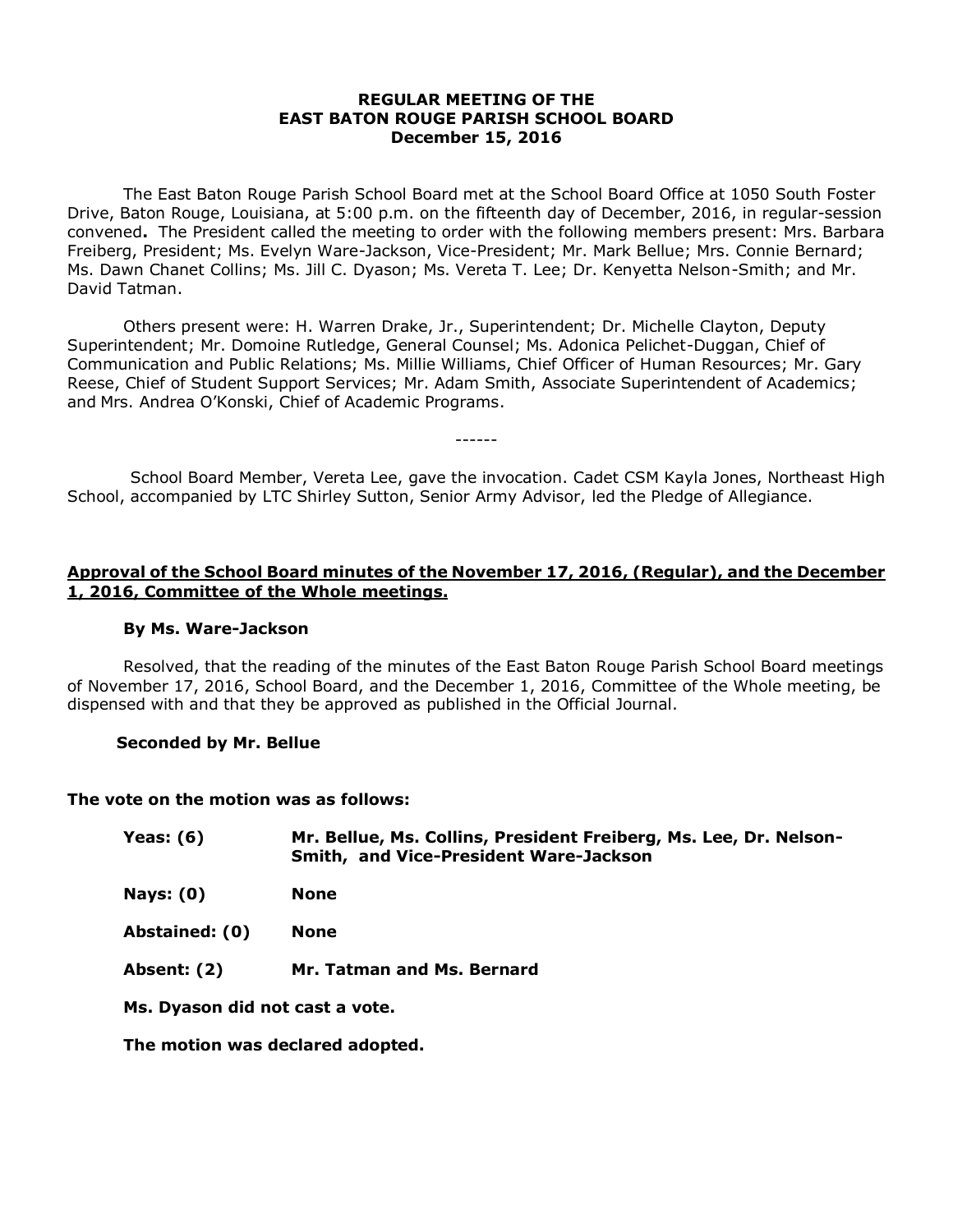**REGULAR MEETING OF THE**
**EAST BATON ROUGE PARISH SCHOOL BOARD**
**December 15, 2016**

The East Baton Rouge Parish School Board met at the School Board Office at 1050 South Foster Drive, Baton Rouge, Louisiana, at 5:00 p.m. on the fifteenth day of December, 2016, in regular-session convened**.** The President called the meeting to order with the following members present: Mrs. Barbara Freiberg, President; Ms. Evelyn Ware-Jackson, Vice-President; Mr. Mark Bellue; Mrs. Connie Bernard; Ms. Dawn Chanet Collins; Ms. Jill C. Dyason; Ms. Vereta T. Lee; Dr. Kenyetta Nelson-Smith; and Mr. David Tatman.

Others present were: H. Warren Drake, Jr., Superintendent; Dr. Michelle Clayton, Deputy Superintendent; Mr. Domoine Rutledge, General Counsel; Ms. Adonica Pelichet-Duggan, Chief of Communication and Public Relations; Ms. Millie Williams, Chief Officer of Human Resources; Mr. Gary Reese, Chief of Student Support Services; Mr. Adam Smith, Associate Superintendent of Academics; and Mrs. Andrea O'Konski, Chief of Academic Programs.

------

School Board Member, Vereta Lee, gave the invocation. Cadet CSM Kayla Jones, Northeast High School, accompanied by LTC Shirley Sutton, Senior Army Advisor, led the Pledge of Allegiance.

**Approval of the School Board minutes of the November 17, 2016, (Regular), and the December 1, 2016, Committee of the Whole meetings.**

**By Ms. Ware-Jackson**

Resolved, that the reading of the minutes of the East Baton Rouge Parish School Board meetings of November 17, 2016, School Board, and the December 1, 2016, Committee of the Whole meeting, be dispensed with and that they be approved as published in the Official Journal.

**Seconded by Mr. Bellue**

**The vote on the motion was as follows:**

| | |
|---|---|
| **Yeas: (6)** | **Mr. Bellue, Ms. Collins, President Freiberg, Ms. Lee, Dr. Nelson-Smith, and Vice-President Ware-Jackson** |
| **Nays: (0)** | **None** |
| **Abstained: (0)** | **None** |
| **Absent: (2)** | **Mr. Tatman and Ms. Bernard** |

**Ms. Dyason did not cast a vote.**

**The motion was declared adopted.**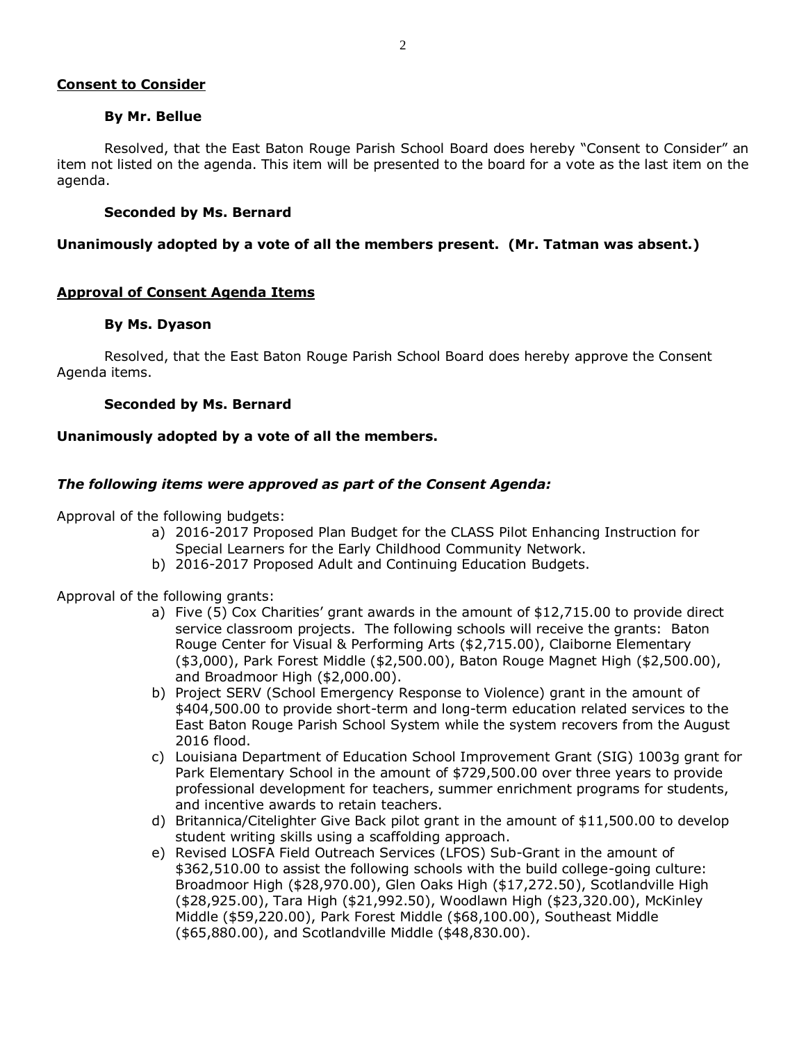**Consent to Consider**

**By Mr. Bellue**

Resolved, that the East Baton Rouge Parish School Board does hereby "Consent to Consider" an item not listed on the agenda. This item will be presented to the board for a vote as the last item on the agenda.

**Seconded by Ms. Bernard**

**Unanimously adopted by a vote of all the members present. (Mr. Tatman was absent.)**

**Approval of Consent Agenda Items**

**By Ms. Dyason**

Resolved, that the East Baton Rouge Parish School Board does hereby approve the Consent Agenda items.

**Seconded by Ms. Bernard**

**Unanimously adopted by a vote of all the members.**

***The following items were approved as part of the Consent Agenda:***

Approval of the following budgets:

a) 2016-2017 Proposed Plan Budget for the CLASS Pilot Enhancing Instruction for Special Learners for the Early Childhood Community Network.
b) 2016-2017 Proposed Adult and Continuing Education Budgets.

Approval of the following grants:

a) Five (5) Cox Charities' grant awards in the amount of $12,715.00 to provide direct service classroom projects. The following schools will receive the grants: Baton Rouge Center for Visual & Performing Arts ($2,715.00), Claiborne Elementary ($3,000), Park Forest Middle ($2,500.00), Baton Rouge Magnet High ($2,500.00), and Broadmoor High ($2,000.00).
b) Project SERV (School Emergency Response to Violence) grant in the amount of $404,500.00 to provide short-term and long-term education related services to the East Baton Rouge Parish School System while the system recovers from the August 2016 flood.
c) Louisiana Department of Education School Improvement Grant (SIG) 1003g grant for Park Elementary School in the amount of $729,500.00 over three years to provide professional development for teachers, summer enrichment programs for students, and incentive awards to retain teachers.
d) Britannica/Citelighter Give Back pilot grant in the amount of $11,500.00 to develop student writing skills using a scaffolding approach.
e) Revised LOSFA Field Outreach Services (LFOS) Sub-Grant in the amount of $362,510.00 to assist the following schools with the build college-going culture: Broadmoor High ($28,970.00), Glen Oaks High ($17,272.50), Scotlandville High ($28,925.00), Tara High ($21,992.50), Woodlawn High ($23,320.00), McKinley Middle ($59,220.00), Park Forest Middle ($68,100.00), Southeast Middle ($65,880.00), and Scotlandville Middle ($48,830.00).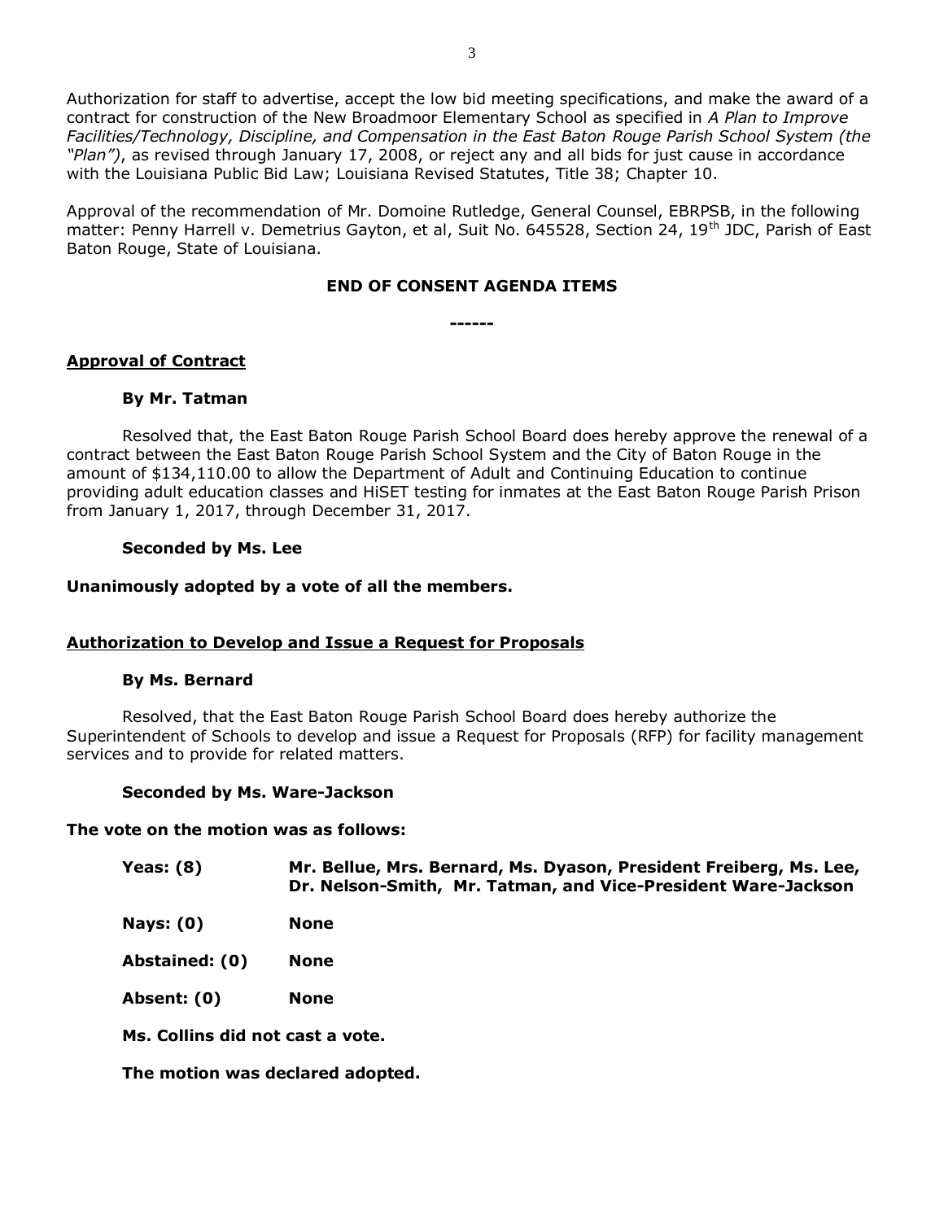Authorization for staff to advertise, accept the low bid meeting specifications, and make the award of a contract for construction of the New Broadmoor Elementary School as specified in *A Plan to Improve Facilities/Technology, Discipline, and Compensation in the East Baton Rouge Parish School System (the "Plan")*, as revised through January 17, 2008, or reject any and all bids for just cause in accordance with the Louisiana Public Bid Law; Louisiana Revised Statutes, Title 38; Chapter 10.

Approval of the recommendation of Mr. Domoine Rutledge, General Counsel, EBRPSB, in the following matter: Penny Harrell v. Demetrius Gayton, et al, Suit No. 645528, Section 24, 19th JDC, Parish of East Baton Rouge, State of Louisiana.

**END OF CONSENT AGENDA ITEMS**

**------**

**Approval of Contract**

**By Mr. Tatman**

Resolved that, the East Baton Rouge Parish School Board does hereby approve the renewal of a contract between the East Baton Rouge Parish School System and the City of Baton Rouge in the amount of $134,110.00 to allow the Department of Adult and Continuing Education to continue providing adult education classes and HiSET testing for inmates at the East Baton Rouge Parish Prison from January 1, 2017, through December 31, 2017.

**Seconded by Ms. Lee**

**Unanimously adopted by a vote of all the members.**

**Authorization to Develop and Issue a Request for Proposals**

**By Ms. Bernard**

Resolved, that the East Baton Rouge Parish School Board does hereby authorize the Superintendent of Schools to develop and issue a Request for Proposals (RFP) for facility management services and to provide for related matters.

**Seconded by Ms. Ware-Jackson**

**The vote on the motion was as follows:**

**Yeas: (8)** **Mr. Bellue, Mrs. Bernard, Ms. Dyason, President Freiberg, Ms. Lee, Dr. Nelson-Smith, Mr. Tatman, and Vice-President Ware-Jackson**

**Nays: (0)** **None**

**Abstained: (0)** **None**

**Absent: (0)** **None**

**Ms. Collins did not cast a vote.**

**The motion was declared adopted.**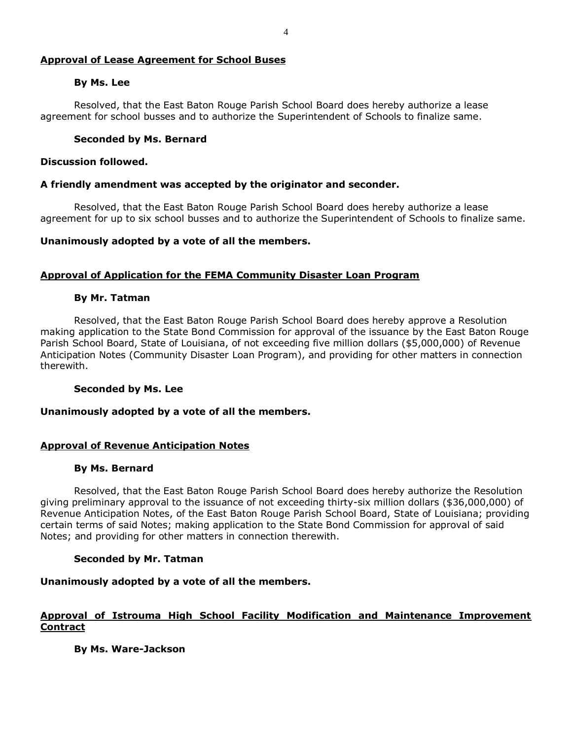**Approval of Lease Agreement for School Buses**

**By Ms. Lee**

Resolved, that the East Baton Rouge Parish School Board does hereby authorize a lease agreement for school busses and to authorize the Superintendent of Schools to finalize same.

**Seconded by Ms. Bernard**

**Discussion followed.**

**A friendly amendment was accepted by the originator and seconder.**

Resolved, that the East Baton Rouge Parish School Board does hereby authorize a lease agreement for up to six school busses and to authorize the Superintendent of Schools to finalize same.

**Unanimously adopted by a vote of all the members.**

**Approval of Application for the FEMA Community Disaster Loan Program**

**By Mr. Tatman**

Resolved, that the East Baton Rouge Parish School Board does hereby approve a Resolution making application to the State Bond Commission for approval of the issuance by the East Baton Rouge Parish School Board, State of Louisiana, of not exceeding five million dollars ($5,000,000) of Revenue Anticipation Notes (Community Disaster Loan Program), and providing for other matters in connection therewith.

**Seconded by Ms. Lee**

**Unanimously adopted by a vote of all the members.**

**Approval of Revenue Anticipation Notes**

**By Ms. Bernard**

Resolved, that the East Baton Rouge Parish School Board does hereby authorize the Resolution giving preliminary approval to the issuance of not exceeding thirty-six million dollars ($36,000,000) of Revenue Anticipation Notes, of the East Baton Rouge Parish School Board, State of Louisiana; providing certain terms of said Notes; making application to the State Bond Commission for approval of said Notes; and providing for other matters in connection therewith.

**Seconded by Mr. Tatman**

**Unanimously adopted by a vote of all the members.**

**Approval of Istrouma High School Facility Modification and Maintenance Improvement Contract**

**By Ms. Ware-Jackson**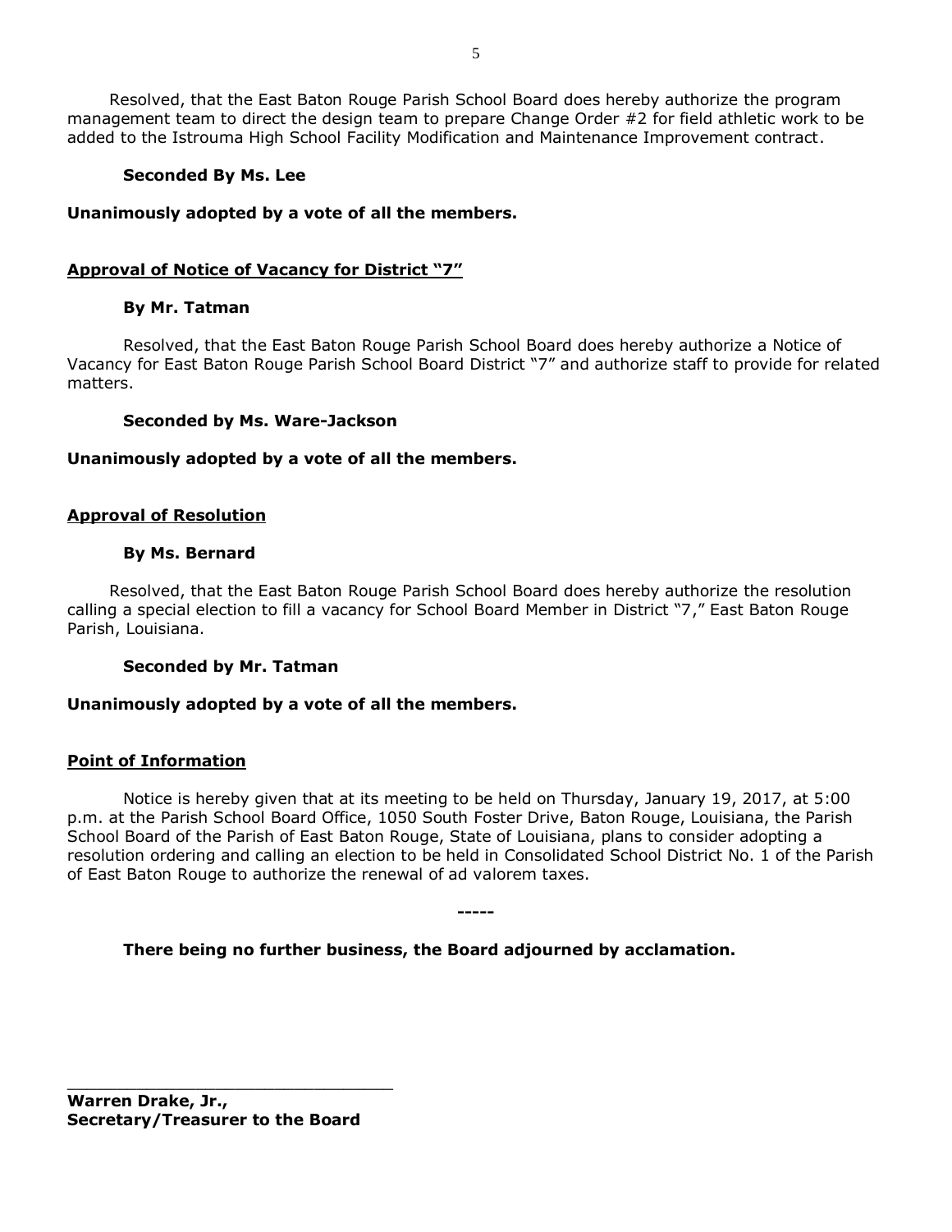Resolved, that the East Baton Rouge Parish School Board does hereby authorize the program management team to direct the design team to prepare Change Order #2 for field athletic work to be added to the Istrouma High School Facility Modification and Maintenance Improvement contract.

**Seconded By Ms. Lee**

**Unanimously adopted by a vote of all the members.**

**<u>Approval of Notice of Vacancy for District "7"</u>**

**By Mr. Tatman**

Resolved, that the East Baton Rouge Parish School Board does hereby authorize a Notice of Vacancy for East Baton Rouge Parish School Board District "7" and authorize staff to provide for related matters.

**Seconded by Ms. Ware-Jackson**

**Unanimously adopted by a vote of all the members.**

**<u>Approval of Resolution</u>**

**By Ms. Bernard**

Resolved, that the East Baton Rouge Parish School Board does hereby authorize the resolution calling a special election to fill a vacancy for School Board Member in District "7," East Baton Rouge Parish, Louisiana.

**Seconded by Mr. Tatman**

**Unanimously adopted by a vote of all the members.**

**<u>Point of Information</u>**

Notice is hereby given that at its meeting to be held on Thursday, January 19, 2017, at 5:00 p.m. at the Parish School Board Office, 1050 South Foster Drive, Baton Rouge, Louisiana, the Parish School Board of the Parish of East Baton Rouge, State of Louisiana, plans to consider adopting a resolution ordering and calling an election to be held in Consolidated School District No. 1 of the Parish of East Baton Rouge to authorize the renewal of ad valorem taxes.

**-----**

**There being no further business, the Board adjourned by acclamation.**

\_\_\_\_\_\_\_\_\_\_\_\_\_\_\_\_\_\_\_\_\_\_\_\_\_\_\_\_\_\_\_\_

**Warren Drake, Jr.,**
**Secretary/Treasurer to the Board**